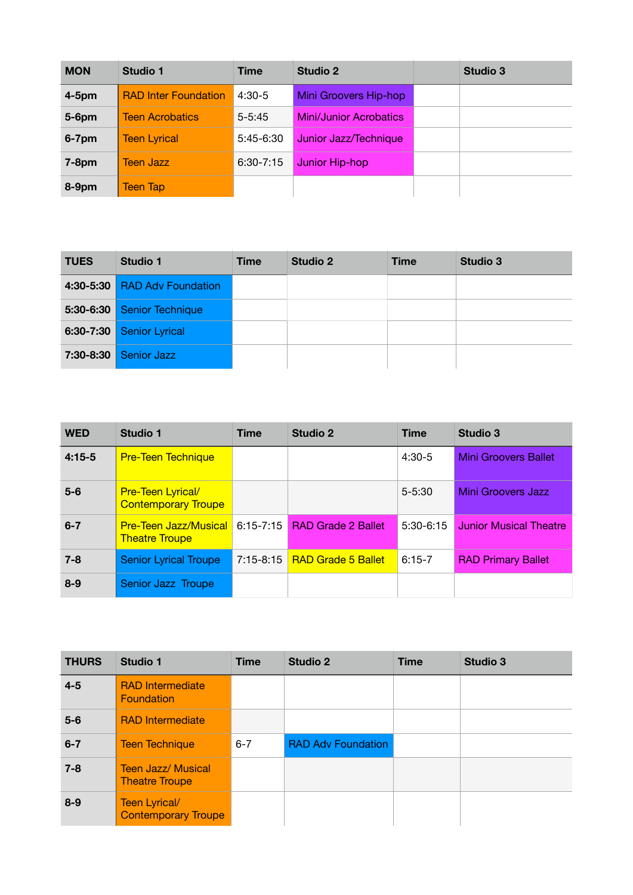| MON | Studio 1 | Time | Studio 2 | | Studio 3 |
|---|---|---|---|---|---|
| 4-5pm | RAD Inter Foundation | 4:30-5 | Mini Groovers Hip-hop | | |
| 5-6pm | Teen Acrobatics | 5-5:45 | Mini/Junior Acrobatics | | |
| 6-7pm | Teen Lyrical | 5:45-6:30 | Junior Jazz/Technique | | |
| 7-8pm | Teen Jazz | 6:30-7:15 | Junior Hip-hop | | |
| 8-9pm | Teen Tap | | | | |

| TUES | Studio 1 | Time | Studio 2 | Time | Studio 3 |
|---|---|---|---|---|---|
| 4:30-5:30 | RAD Adv Foundation | | | | |
| 5:30-6:30 | Senior Technique | | | | |
| 6:30-7:30 | Senior Lyrical | | | | |
| 7:30-8:30 | Senior Jazz | | | | |

| WED | Studio 1 | Time | Studio 2 | Time | Studio 3 |
|---|---|---|---|---|---|
| 4:15-5 | Pre-Teen Technique | | | 4:30-5 | Mini Groovers Ballet |
| 5-6 | Pre-Teen Lyrical/ Contemporary Troupe | | | 5-5:30 | Mini Groovers Jazz |
| 6-7 | Pre-Teen Jazz/Musical Theatre Troupe | 6:15-7:15 | RAD Grade 2 Ballet | 5:30-6:15 | Junior Musical Theatre |
| 7-8 | Senior Lyrical Troupe | 7:15-8:15 | RAD Grade 5 Ballet | 6:15-7 | RAD Primary Ballet |
| 8-9 | Senior Jazz Troupe | | | | |

| THURS | Studio 1 | Time | Studio 2 | Time | Studio 3 |
|---|---|---|---|---|---|
| 4-5 | RAD Intermediate Foundation | | | | |
| 5-6 | RAD Intermediate | | | | |
| 6-7 | Teen Technique | 6-7 | RAD Adv Foundation | | |
| 7-8 | Teen Jazz/ Musical Theatre Troupe | | | | |
| 8-9 | Teen Lyrical/ Contemporary Troupe | | | | |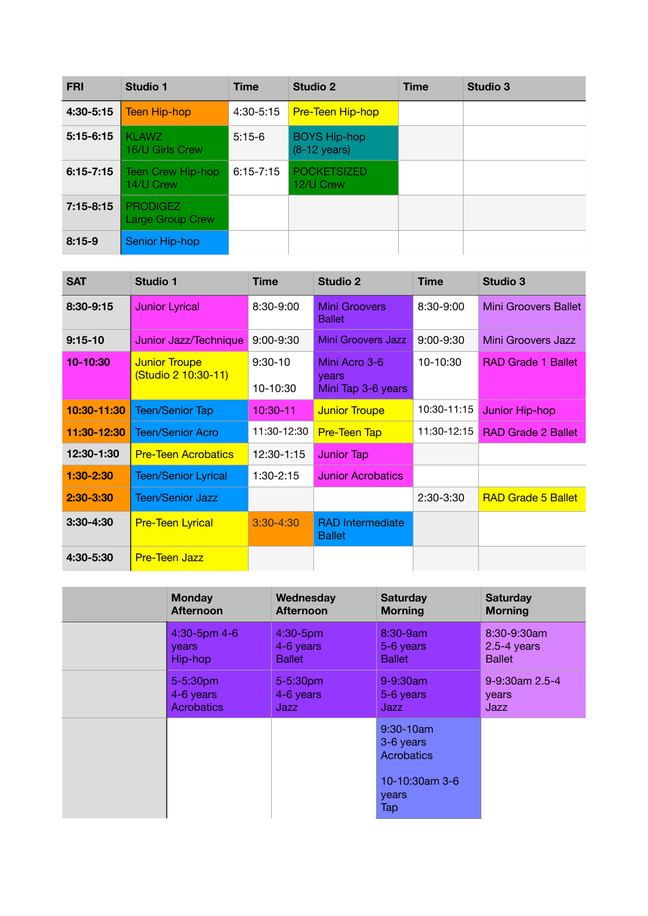| FRI | Studio 1 | Time | Studio 2 | Time | Studio 3 |
|---|---|---|---|---|---|
| 4:30-5:15 | Teen Hip-hop | 4:30-5:15 | Pre-Teen Hip-hop | | |
| 5:15-6:15 | KLAWZ 16/U Girls Crew | 5:15-6 | BOYS Hip-hop (8-12 years) | | |
| 6:15-7:15 | Teen Crew Hip-hop 14/U Crew | 6:15-7:15 | POCKETSIZED 12/U Crew | | |
| 7:15-8:15 | PRODIGEZ Large Group Crew | | | | |
| 8:15-9 | Senior Hip-hop | | | | |

| SAT | Studio 1 | Time | Studio 2 | Time | Studio 3 |
|---|---|---|---|---|---|
| 8:30-9:15 | Junior Lyrical | 8:30-9:00 | Mini Groovers Ballet | 8:30-9:00 | Mini Groovers Ballet |
| 9:15-10 | Junior Jazz/Technique | 9:00-9:30 | Mini Groovers Jazz | 9:00-9:30 | Mini Groovers Jazz |
| 10-10:30 | Junior Troupe (Studio 2 10:30-11) | 9:30-10<br>10-10:30 | Mini Acro 3-6 years<br>Mini Tap 3-6 years | 10-10:30 | RAD Grade 1 Ballet |
| 10:30-11:30 | Teen/Senior Tap | 10:30-11 | Junior Troupe | 10:30-11:15 | Junior Hip-hop |
| 11:30-12:30 | Teen/Senior Acro | 11:30-12:30 | Pre-Teen Tap | 11:30-12:15 | RAD Grade 2 Ballet |
| 12:30-1:30 | Pre-Teen Acrobatics | 12:30-1:15 | Junior Tap | | |
| 1:30-2:30 | Teen/Senior Lyrical | 1:30-2:15 | Junior Acrobatics | | |
| 2:30-3:30 | Teen/Senior Jazz | | | 2:30-3:30 | RAD Grade 5 Ballet |
| 3:30-4:30 | Pre-Teen Lyrical | 3:30-4:30 | RAD Intermediate Ballet | | |
| 4:30-5:30 | Pre-Teen Jazz | | | | |

| | Monday Afternoon | Wednesday Afternoon | Saturday Morning | Saturday Morning |
|---|---|---|---|---|
| | 4:30-5pm 4-6 years Hip-hop | 4:30-5pm 4-6 years Ballet | 8:30-9am 5-6 years Ballet | 8:30-9:30am 2.5-4 years Ballet |
| | 5-5:30pm 4-6 years Acrobatics | 5-5:30pm 4-6 years Jazz | 9-9:30am 5-6 years Jazz | 9-9:30am 2.5-4 years Jazz |
| | | | 9:30-10am 3-6 years Acrobatics<br>10-10:30am 3-6 years Tap | |